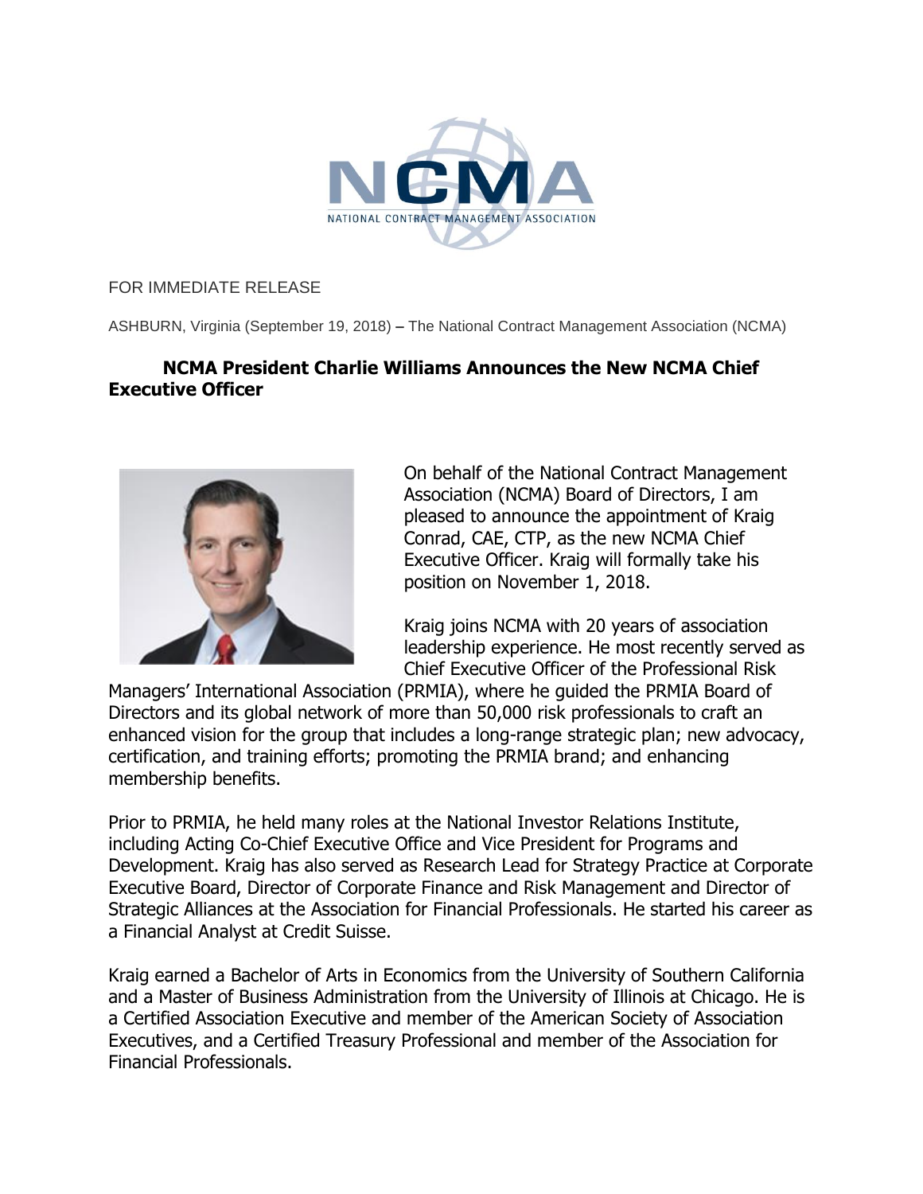NATIONAL CONTRACT MANAGEMENT ASSOCIATION

FOR IMMEDIATE RELEASE

ASHBURN, Virginia (September 19, 2018) – The National Contract Management Association (NCMA)

## NCMA President Charlie Williams Announces the New NCMA Chief Executive Officer

On behalf of the National Contract Management Association (NCMA) Board of Directors, I am pleased to announce the appointment of Kraig Conrad, CAE, CTP, as the new NCMA Chief Executive Officer. Kraig will formally take his position on November 1, 2018.

Kraig joins NCMA with 20 years of association leadership experience. He most recently served as Chief Executive Officer of the Professional Risk Managers' International Association (PRMIA), where he guided the PRMIA Board of Directors and its global network of more than 50,000 risk professionals to craft an enhanced vision for the group that includes a long-range strategic plan; new advocacy, certification, and training efforts; promoting the PRMIA brand; and enhancing membership benefits.

Prior to PRMIA, he held many roles at the National Investor Relations Institute, including Acting Co-Chief Executive Office and Vice President for Programs and Development. Kraig has also served as Research Lead for Strategy Practice at Corporate Executive Board, Director of Corporate Finance and Risk Management and Director of Strategic Alliances at the Association for Financial Professionals. He started his career as a Financial Analyst at Credit Suisse.

Kraig earned a Bachelor of Arts in Economics from the University of Southern California and a Master of Business Administration from the University of Illinois at Chicago. He is a Certified Association Executive and member of the American Society of Association Executives, and a Certified Treasury Professional and member of the Association for Financial Professionals.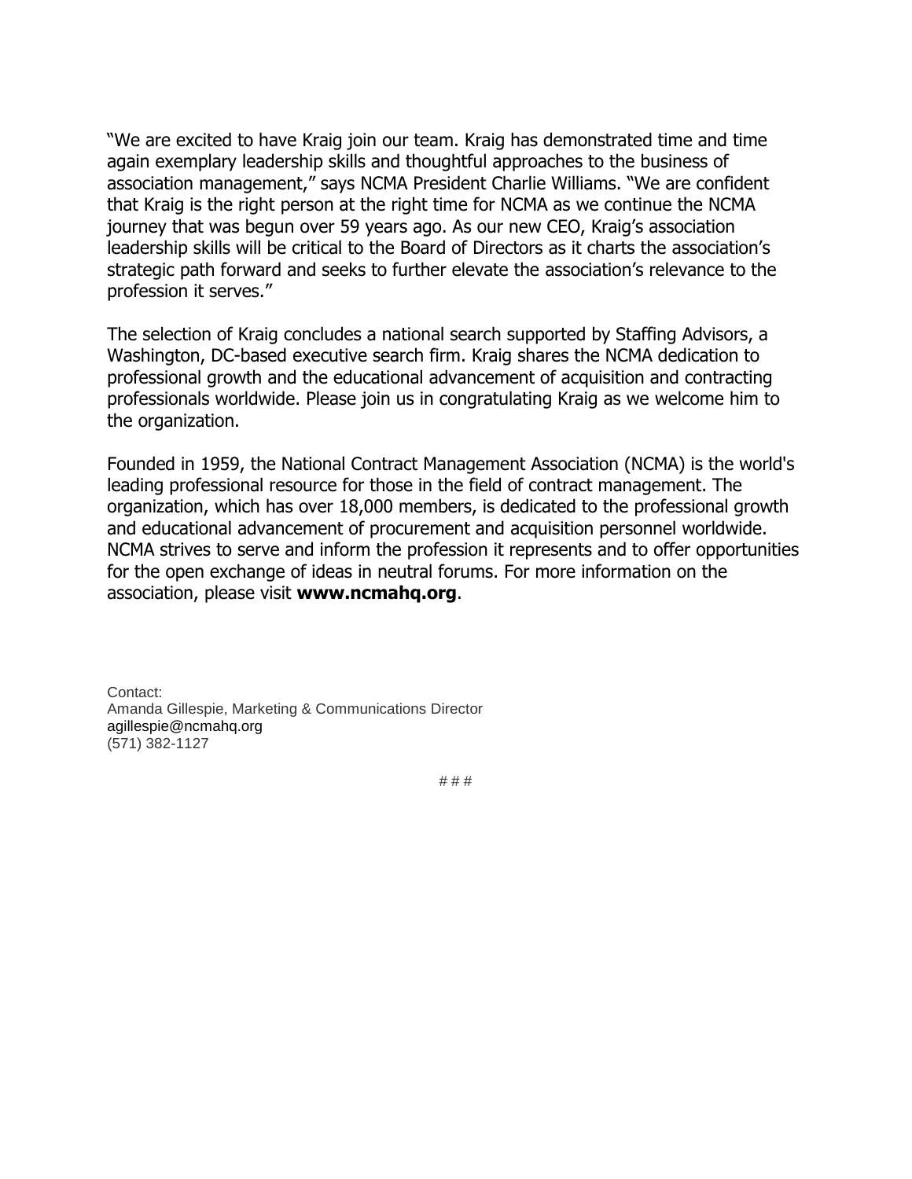"We are excited to have Kraig join our team. Kraig has demonstrated time and time again exemplary leadership skills and thoughtful approaches to the business of association management," says NCMA President Charlie Williams. "We are confident that Kraig is the right person at the right time for NCMA as we continue the NCMA journey that was begun over 59 years ago. As our new CEO, Kraig's association leadership skills will be critical to the Board of Directors as it charts the association's strategic path forward and seeks to further elevate the association's relevance to the profession it serves."

The selection of Kraig concludes a national search supported by Staffing Advisors, a Washington, DC-based executive search firm. Kraig shares the NCMA dedication to professional growth and the educational advancement of acquisition and contracting professionals worldwide. Please join us in congratulating Kraig as we welcome him to the organization.

Founded in 1959, the National Contract Management Association (NCMA) is the world's leading professional resource for those in the field of contract management. The organization, which has over 18,000 members, is dedicated to the professional growth and educational advancement of procurement and acquisition personnel worldwide. NCMA strives to serve and inform the profession it represents and to offer opportunities for the open exchange of ideas in neutral forums. For more information on the association, please visit **www.ncmahq.org**.

Contact:
Amanda Gillespie, Marketing & Communications Director
agillespie@ncmahq.org
(571) 382-1127

# # #